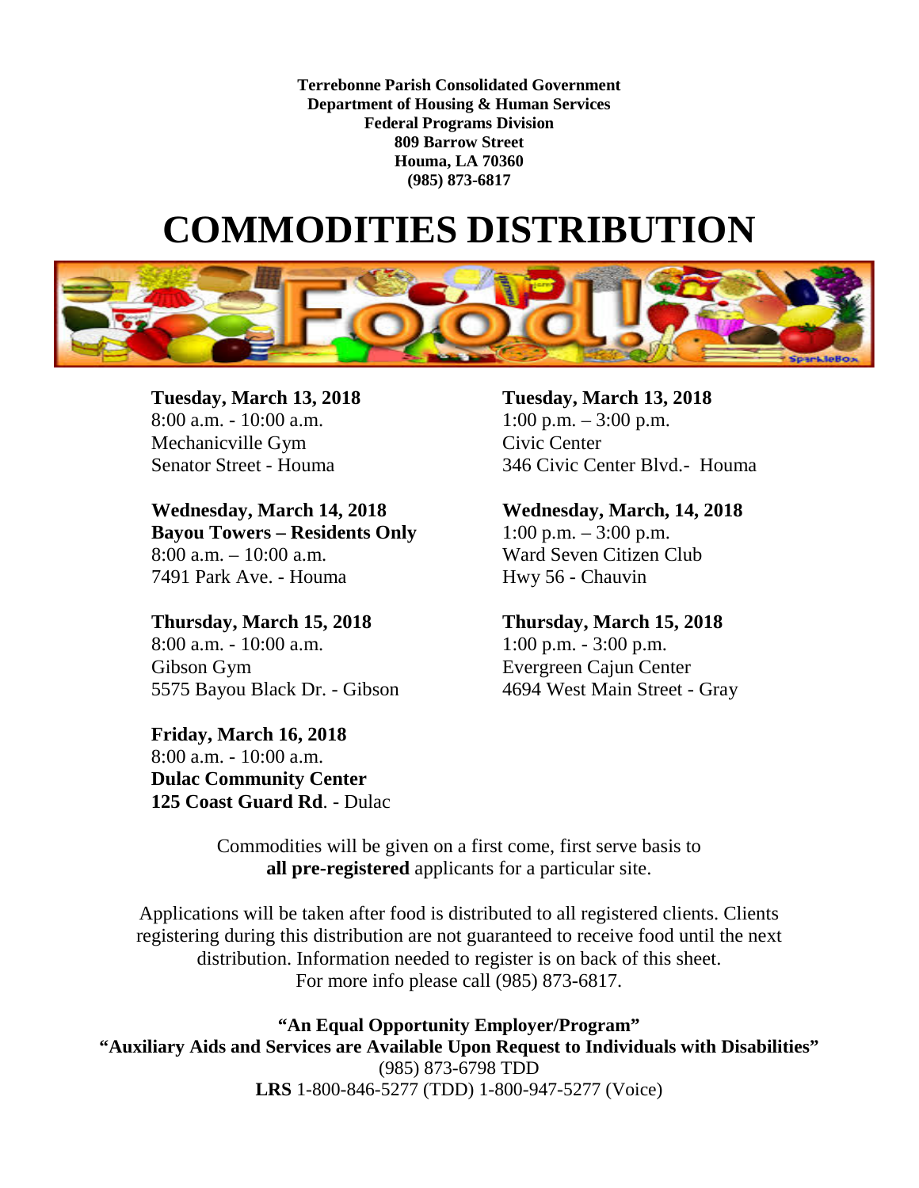**Terrebonne Parish Consolidated Government**
**Department of Housing & Human Services**
**Federal Programs Division**
**809 Barrow Street**
**Houma, LA 70360**
**(985) 873-6817**

# COMMODITIES DISTRIBUTION

**Tuesday, March 13, 2018**
8:00 a.m. - 10:00 a.m.
Mechanicville Gym
Senator Street - Houma

**Tuesday, March 13, 2018**
1:00 p.m. – 3:00 p.m.
Civic Center
346 Civic Center Blvd.- Houma

**Wednesday, March 14, 2018**
**Bayou Towers – Residents Only**
8:00 a.m. – 10:00 a.m.
7491 Park Ave. - Houma

**Wednesday, March, 14, 2018**
1:00 p.m. – 3:00 p.m.
Ward Seven Citizen Club
Hwy 56 - Chauvin

**Thursday, March 15, 2018**
8:00 a.m. - 10:00 a.m.
Gibson Gym
5575 Bayou Black Dr. - Gibson

**Thursday, March 15, 2018**
1:00 p.m. - 3:00 p.m.
Evergreen Cajun Center
4694 West Main Street - Gray

**Friday, March 16, 2018**
8:00 a.m. - 10:00 a.m.
**Dulac Community Center**
**125 Coast Guard Rd**. - Dulac

Commodities will be given on a first come, first serve basis to **all pre-registered** applicants for a particular site.

Applications will be taken after food is distributed to all registered clients. Clients registering during this distribution are not guaranteed to receive food until the next distribution. Information needed to register is on back of this sheet. For more info please call (985) 873-6817.

**"An Equal Opportunity Employer/Program"**
**"Auxiliary Aids and Services are Available Upon Request to Individuals with Disabilities"**
(985) 873-6798 TDD
**LRS** 1-800-846-5277 (TDD) 1-800-947-5277 (Voice)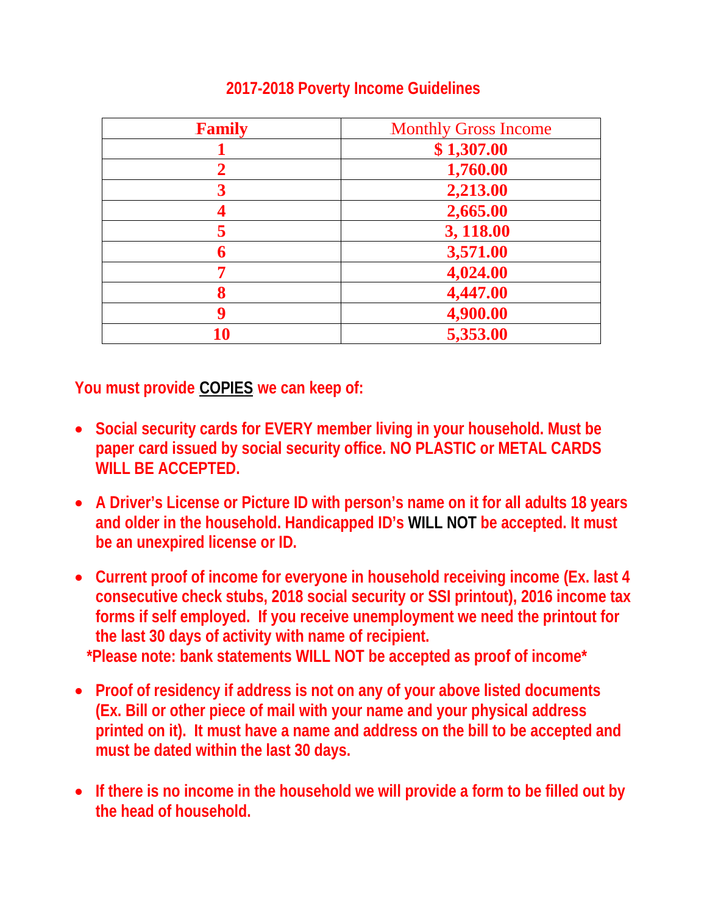## 2017-2018 Poverty Income Guidelines

| Family | Monthly Gross Income |
|---|---|
| 1 | $ 1,307.00 |
| 2 | 1,760.00 |
| 3 | 2,213.00 |
| 4 | 2,665.00 |
| 5 | 3, 118.00 |
| 6 | 3,571.00 |
| 7 | 4,024.00 |
| 8 | 4,447.00 |
| 9 | 4,900.00 |
| 10 | 5,353.00 |

**You must provide <u>COPIES</u> we can keep of:**

- **Social security cards for EVERY member living in your household. Must be paper card issued by social security office. NO PLASTIC or METAL CARDS WILL BE ACCEPTED.**
- **A Driver's License or Picture ID with person's name on it for all adults 18 years and older in the household. Handicapped ID's WILL NOT be accepted. It must be an unexpired license or ID.**
- **Current proof of income for everyone in household receiving income (Ex. last 4 consecutive check stubs, 2018 social security or SSI printout), 2016 income tax forms if self employed. If you receive unemployment we need the printout for the last 30 days of activity with name of recipient.**

  **\*Please note: bank statements WILL NOT be accepted as proof of income\***
- **Proof of residency if address is not on any of your above listed documents (Ex. Bill or other piece of mail with your name and your physical address printed on it). It must have a name and address on the bill to be accepted and must be dated within the last 30 days.**
- **If there is no income in the household we will provide a form to be filled out by the head of household.**